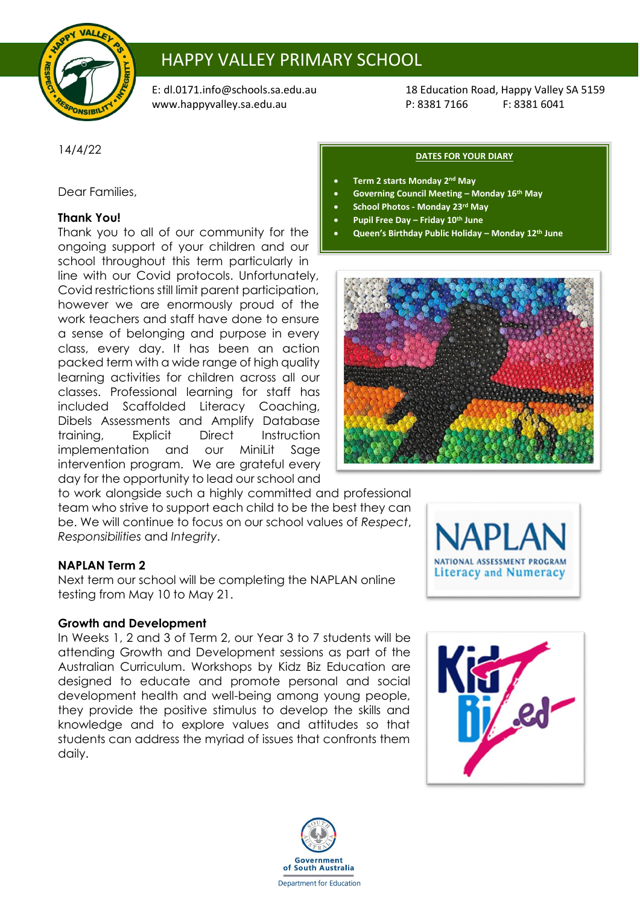# HAPPY VALLEY PRIMARY SCHOOL

E: dl.0171.info@schools.sa.edu.au
www.happyvalley.sa.edu.au

18 Education Road, Happy Valley SA 5159
P: 8381 7166 F: 8381 6041

14/4/22

**DATES FOR YOUR DIARY**

- **Term 2 starts Monday 2nd May**
- **Governing Council Meeting – Monday 16th May**
- **School Photos - Monday 23rd May**
- **Pupil Free Day – Friday 10th June**
- **Queen's Birthday Public Holiday – Monday 12th June**

Dear Families,

**Thank You!**

Thank you to all of our community for the ongoing support of your children and our school throughout this term particularly in line with our Covid protocols. Unfortunately, Covid restrictions still limit parent participation, however we are enormously proud of the work teachers and staff have done to ensure a sense of belonging and purpose in every class, every day. It has been an action packed term with a wide range of high quality learning activities for children across all our classes. Professional learning for staff has included Scaffolded Literacy Coaching, Dibels Assessments and Amplify Database training, Explicit Direct Instruction implementation and our MiniLit Sage intervention program. We are grateful every day for the opportunity to lead our school and to work alongside such a highly committed and professional team who strive to support each child to be the best they can be. We will continue to focus on our school values of *Respect*, *Responsibilities* and *Integrity*.

**NAPLAN Term 2**

Next term our school will be completing the NAPLAN online testing from May 10 to May 21.

**Growth and Development**

In Weeks 1, 2 and 3 of Term 2, our Year 3 to 7 students will be attending Growth and Development sessions as part of the Australian Curriculum. Workshops by Kidz Biz Education are designed to educate and promote personal and social development health and well-being among young people, they provide the positive stimulus to develop the skills and knowledge and to explore values and attitudes so that students can address the myriad of issues that confronts them daily.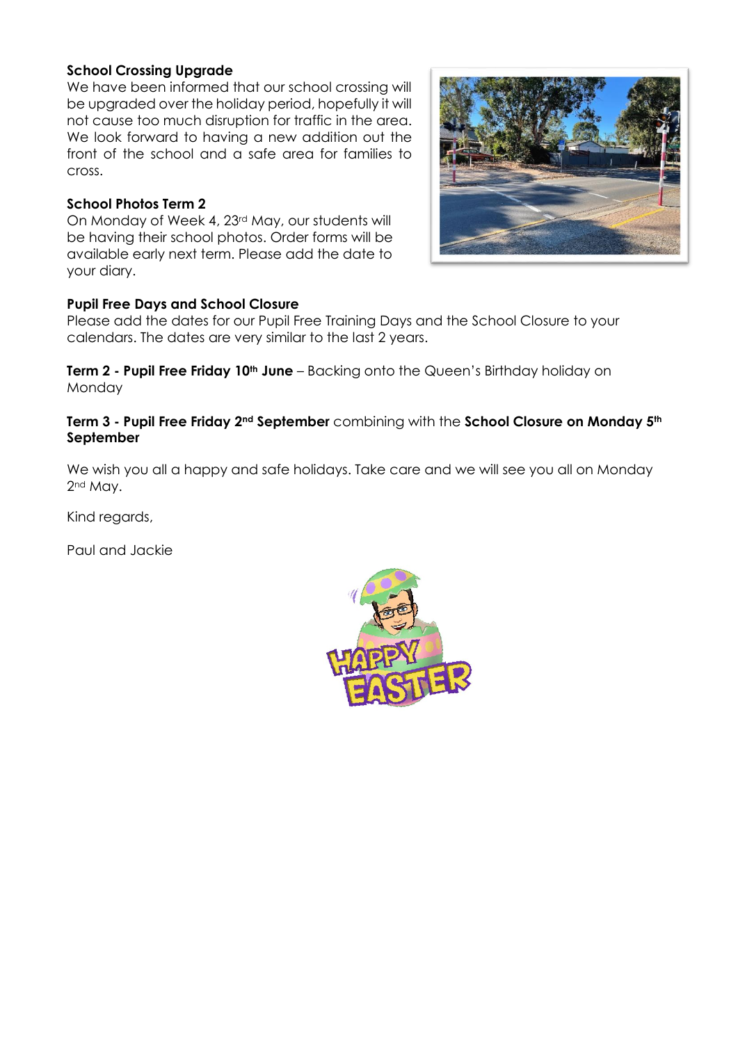**School Crossing Upgrade**

We have been informed that our school crossing will be upgraded over the holiday period, hopefully it will not cause too much disruption for traffic in the area. We look forward to having a new addition out the front of the school and a safe area for families to cross.

**School Photos Term 2**

On Monday of Week 4, 23rd May, our students will be having their school photos. Order forms will be available early next term. Please add the date to your diary.

**Pupil Free Days and School Closure**

Please add the dates for our Pupil Free Training Days and the School Closure to your calendars. The dates are very similar to the last 2 years.

**Term 2 - Pupil Free Friday 10th June** – Backing onto the Queen's Birthday holiday on Monday

**Term 3 - Pupil Free Friday 2nd September** combining with the **School Closure on Monday 5th September**

We wish you all a happy and safe holidays. Take care and we will see you all on Monday 2nd May.

Kind regards,

Paul and Jackie